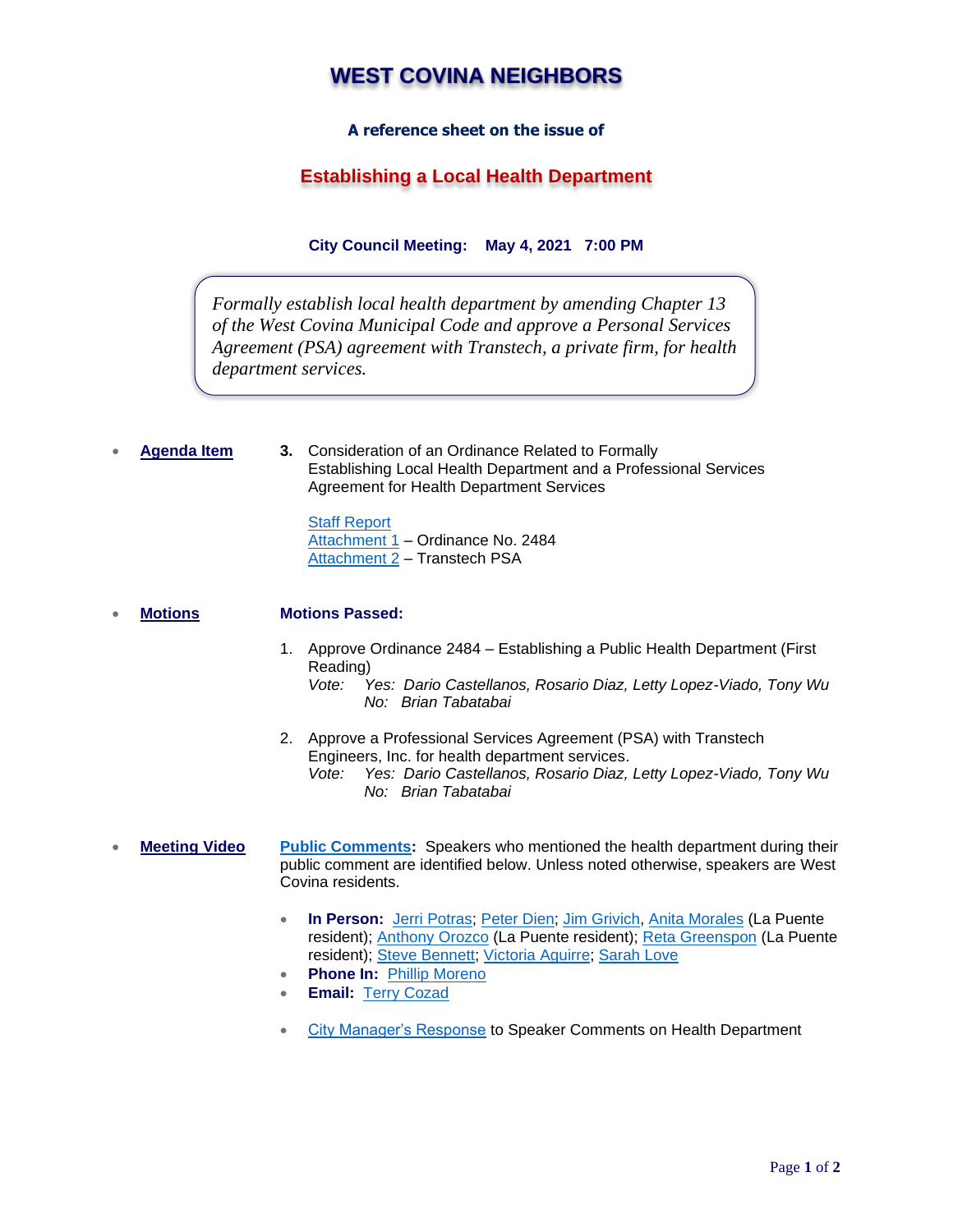# WEST COVINA NEIGHBORS

**A reference sheet on the issue of**

## Establishing a Local Health Department

**City Council Meeting: May 4, 2021 7:00 PM**

*Formally establish local health department by amending Chapter 13 of the West Covina Municipal Code and approve a Personal Services Agreement (PSA) agreement with Transtech, a private firm, for health department services.*

- **Agenda Item**

  **3.** Consideration of an Ordinance Related to Formally Establishing Local Health Department and a Professional Services Agreement for Health Department Services

  Staff Report
  Attachment 1 – Ordinance No. 2484
  Attachment 2 – Transtech PSA

- **Motions**

  **Motions Passed:**

  1. Approve Ordinance 2484 – Establishing a Public Health Department (First Reading)
     *Vote: Yes: Dario Castellanos, Rosario Diaz, Letty Lopez-Viado, Tony Wu*
     *No: Brian Tabatabai*

  2. Approve a Professional Services Agreement (PSA) with Transtech Engineers, Inc. for health department services.
     *Vote: Yes: Dario Castellanos, Rosario Diaz, Letty Lopez-Viado, Tony Wu*
     *No: Brian Tabatabai*

- **Meeting Video**

  **Public Comments:** Speakers who mentioned the health department during their public comment are identified below. Unless noted otherwise, speakers are West Covina residents.

  - **In Person:** Jerri Potras; Peter Dien; Jim Grivich, Anita Morales (La Puente resident); Anthony Orozco (La Puente resident); Reta Greenspon (La Puente resident); Steve Bennett; Victoria Aguirre; Sarah Love
  - **Phone In:** Phillip Moreno
  - **Email:** Terry Cozad

  - City Manager's Response to Speaker Comments on Health Department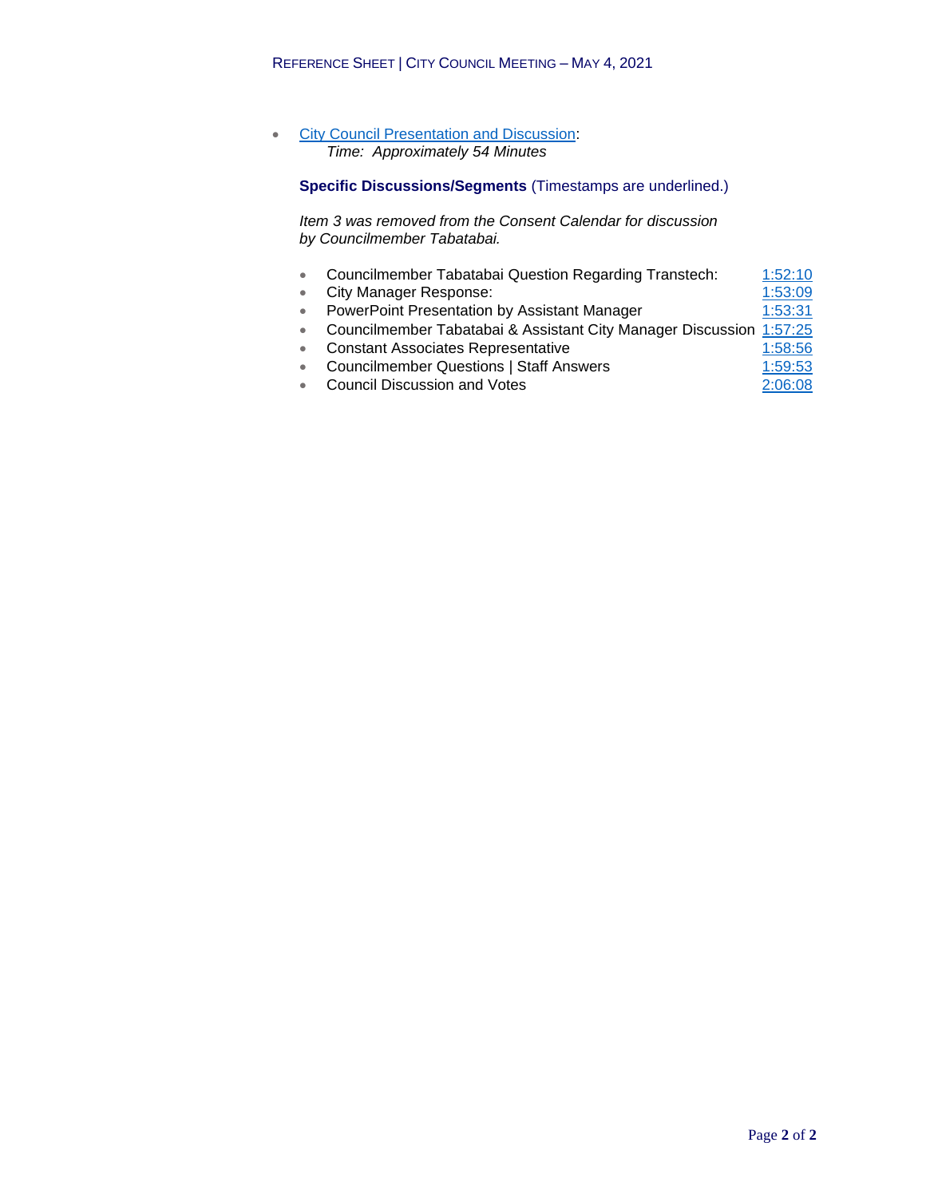- City Council Presentation and Discussion:
  *Time: Approximately 54 Minutes*

  **Specific Discussions/Segments** (Timestamps are underlined.)

  *Item 3 was removed from the Consent Calendar for discussion by Councilmember Tabatabai.*

  - Councilmember Tabatabai Question Regarding Transtech: 1:52:10
  - City Manager Response: 1:53:09
  - PowerPoint Presentation by Assistant Manager 1:53:31
  - Councilmember Tabatabai & Assistant City Manager Discussion 1:57:25
  - Constant Associates Representative 1:58:56
  - Councilmember Questions | Staff Answers 1:59:53
  - Council Discussion and Votes 2:06:08